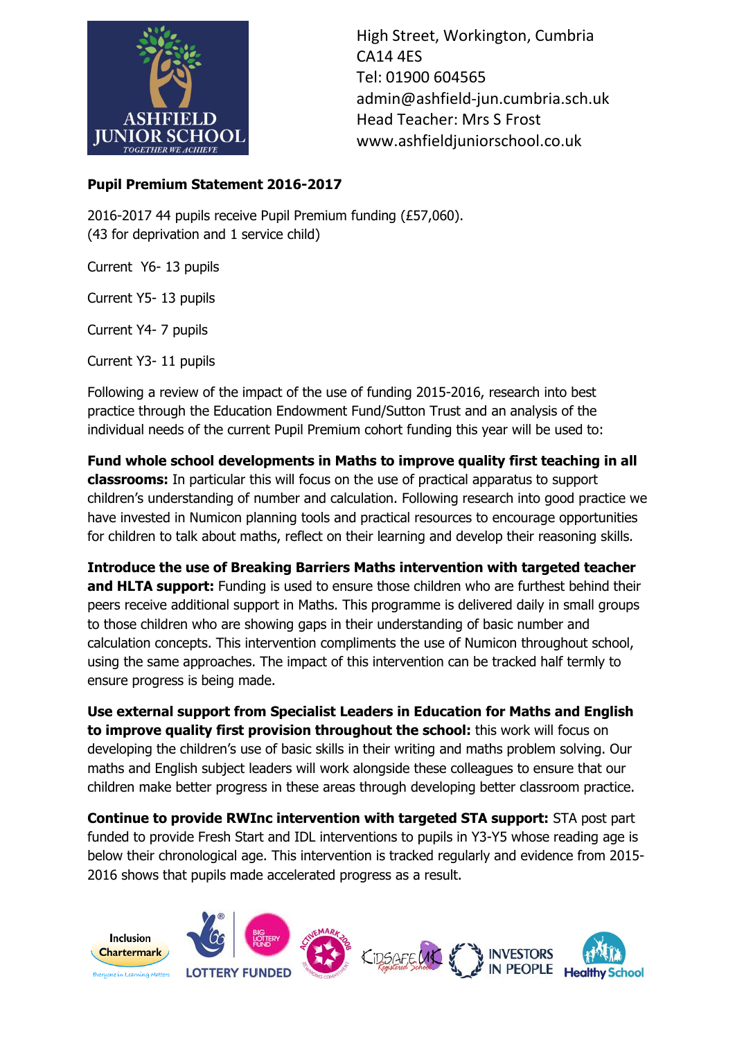High Street, Workington, Cumbria
CA14 4ES
Tel: 01900 604565
admin@ashfield-jun.cumbria.sch.uk
Head Teacher: Mrs S Frost
www.ashfieldjuniorschool.co.uk

**Pupil Premium Statement 2016-2017**

2016-2017 44 pupils receive Pupil Premium funding (£57,060).
(43 for deprivation and 1 service child)

Current Y6- 13 pupils

Current Y5- 13 pupils

Current Y4- 7 pupils

Current Y3- 11 pupils

Following a review of the impact of the use of funding 2015-2016, research into best practice through the Education Endowment Fund/Sutton Trust and an analysis of the individual needs of the current Pupil Premium cohort funding this year will be used to:

**Fund whole school developments in Maths to improve quality first teaching in all classrooms:** In particular this will focus on the use of practical apparatus to support children's understanding of number and calculation. Following research into good practice we have invested in Numicon planning tools and practical resources to encourage opportunities for children to talk about maths, reflect on their learning and develop their reasoning skills.

**Introduce the use of Breaking Barriers Maths intervention with targeted teacher and HLTA support:** Funding is used to ensure those children who are furthest behind their peers receive additional support in Maths. This programme is delivered daily in small groups to those children who are showing gaps in their understanding of basic number and calculation concepts. This intervention compliments the use of Numicon throughout school, using the same approaches. The impact of this intervention can be tracked half termly to ensure progress is being made.

**Use external support from Specialist Leaders in Education for Maths and English to improve quality first provision throughout the school:** this work will focus on developing the children's use of basic skills in their writing and maths problem solving. Our maths and English subject leaders will work alongside these colleagues to ensure that our children make better progress in these areas through developing better classroom practice.

**Continue to provide RWInc intervention with targeted STA support:** STA post part funded to provide Fresh Start and IDL interventions to pupils in Y3-Y5 whose reading age is below their chronological age. This intervention is tracked regularly and evidence from 2015-2016 shows that pupils made accelerated progress as a result.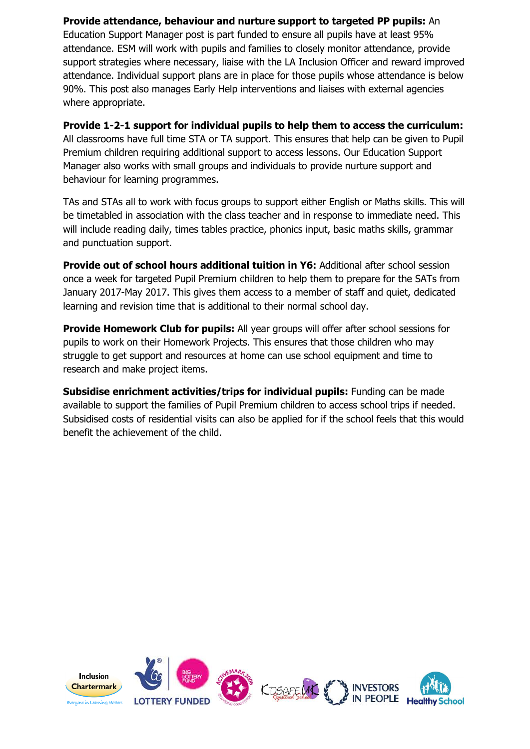**Provide attendance, behaviour and nurture support to targeted PP pupils:** An Education Support Manager post is part funded to ensure all pupils have at least 95% attendance. ESM will work with pupils and families to closely monitor attendance, provide support strategies where necessary, liaise with the LA Inclusion Officer and reward improved attendance. Individual support plans are in place for those pupils whose attendance is below 90%. This post also manages Early Help interventions and liaises with external agencies where appropriate.

**Provide 1-2-1 support for individual pupils to help them to access the curriculum:** All classrooms have full time STA or TA support. This ensures that help can be given to Pupil Premium children requiring additional support to access lessons. Our Education Support Manager also works with small groups and individuals to provide nurture support and behaviour for learning programmes.

TAs and STAs all to work with focus groups to support either English or Maths skills. This will be timetabled in association with the class teacher and in response to immediate need. This will include reading daily, times tables practice, phonics input, basic maths skills, grammar and punctuation support.

**Provide out of school hours additional tuition in Y6:** Additional after school session once a week for targeted Pupil Premium children to help them to prepare for the SATs from January 2017-May 2017. This gives them access to a member of staff and quiet, dedicated learning and revision time that is additional to their normal school day.

**Provide Homework Club for pupils:** All year groups will offer after school sessions for pupils to work on their Homework Projects. This ensures that those children who may struggle to get support and resources at home can use school equipment and time to research and make project items.

**Subsidise enrichment activities/trips for individual pupils:** Funding can be made available to support the families of Pupil Premium children to access school trips if needed. Subsidised costs of residential visits can also be applied for if the school feels that this would benefit the achievement of the child.